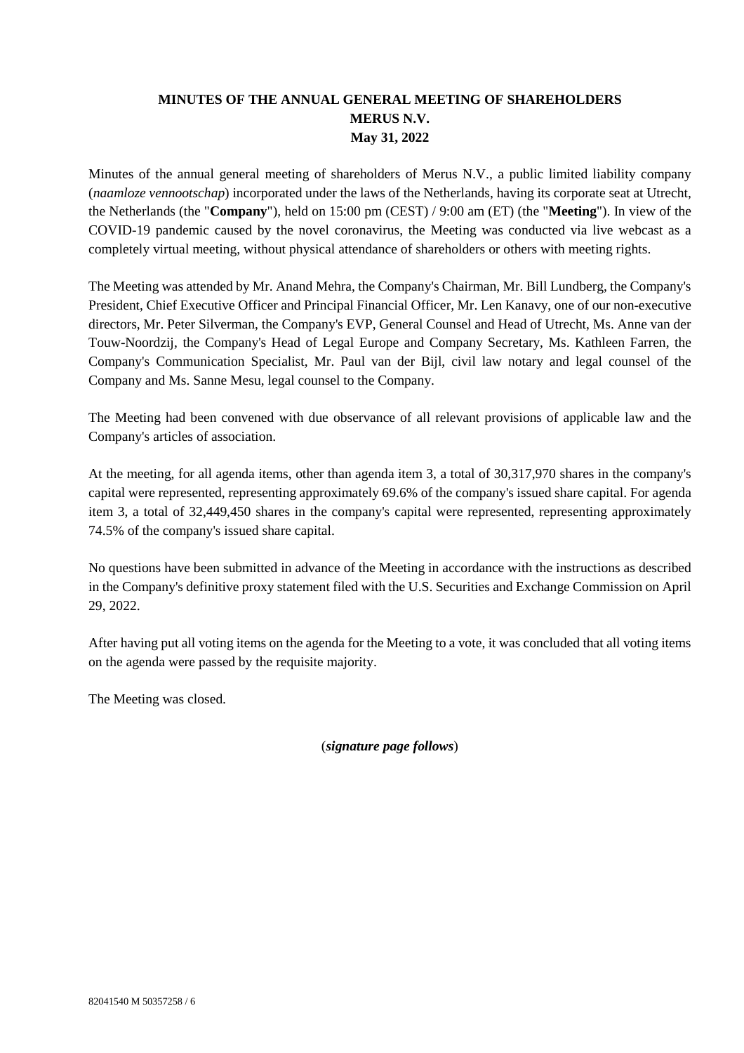**MINUTES OF THE ANNUAL GENERAL MEETING OF SHAREHOLDERS**
**MERUS N.V.**
**May 31, 2022**

Minutes of the annual general meeting of shareholders of Merus N.V., a public limited liability company (*naamloze vennootschap*) incorporated under the laws of the Netherlands, having its corporate seat at Utrecht, the Netherlands (the "**Company**"), held on 15:00 pm (CEST) / 9:00 am (ET) (the "**Meeting**"). In view of the COVID-19 pandemic caused by the novel coronavirus, the Meeting was conducted via live webcast as a completely virtual meeting, without physical attendance of shareholders or others with meeting rights.

The Meeting was attended by Mr. Anand Mehra, the Company's Chairman, Mr. Bill Lundberg, the Company's President, Chief Executive Officer and Principal Financial Officer, Mr. Len Kanavy, one of our non-executive directors, Mr. Peter Silverman, the Company's EVP, General Counsel and Head of Utrecht, Ms. Anne van der Touw-Noordzij, the Company's Head of Legal Europe and Company Secretary, Ms. Kathleen Farren, the Company's Communication Specialist, Mr. Paul van der Bijl, civil law notary and legal counsel of the Company and Ms. Sanne Mesu, legal counsel to the Company.

The Meeting had been convened with due observance of all relevant provisions of applicable law and the Company's articles of association.

At the meeting, for all agenda items, other than agenda item 3, a total of 30,317,970 shares in the company's capital were represented, representing approximately 69.6% of the company's issued share capital. For agenda item 3, a total of 32,449,450 shares in the company's capital were represented, representing approximately 74.5% of the company's issued share capital.

No questions have been submitted in advance of the Meeting in accordance with the instructions as described in the Company's definitive proxy statement filed with the U.S. Securities and Exchange Commission on April 29, 2022.

After having put all voting items on the agenda for the Meeting to a vote, it was concluded that all voting items on the agenda were passed by the requisite majority.

The Meeting was closed.

(***signature page follows***)

82041540 M 50357258 / 6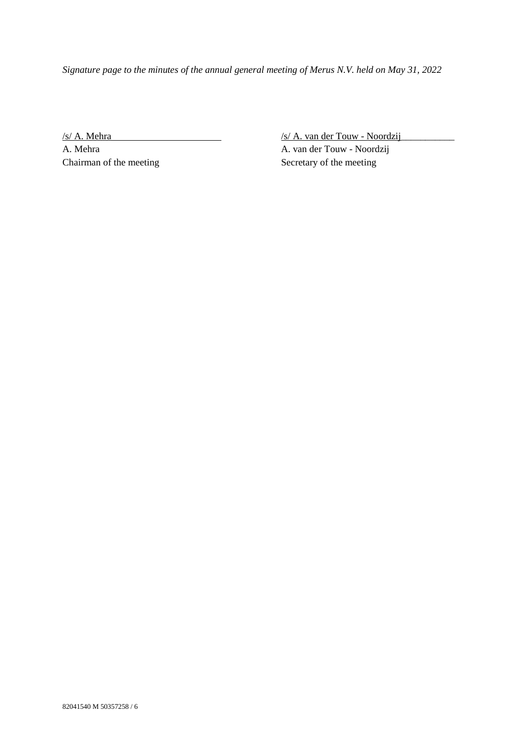*Signature page to the minutes of the annual general meeting of Merus N.V. held on May 31, 2022*

| | |
|---|---|
| /s/ A. Mehra | /s/ A. van der Touw - Noordzij |
| A. Mehra | A. van der Touw - Noordzij |
| Chairman of the meeting | Secretary of the meeting |

82041540 M 50357258 / 6